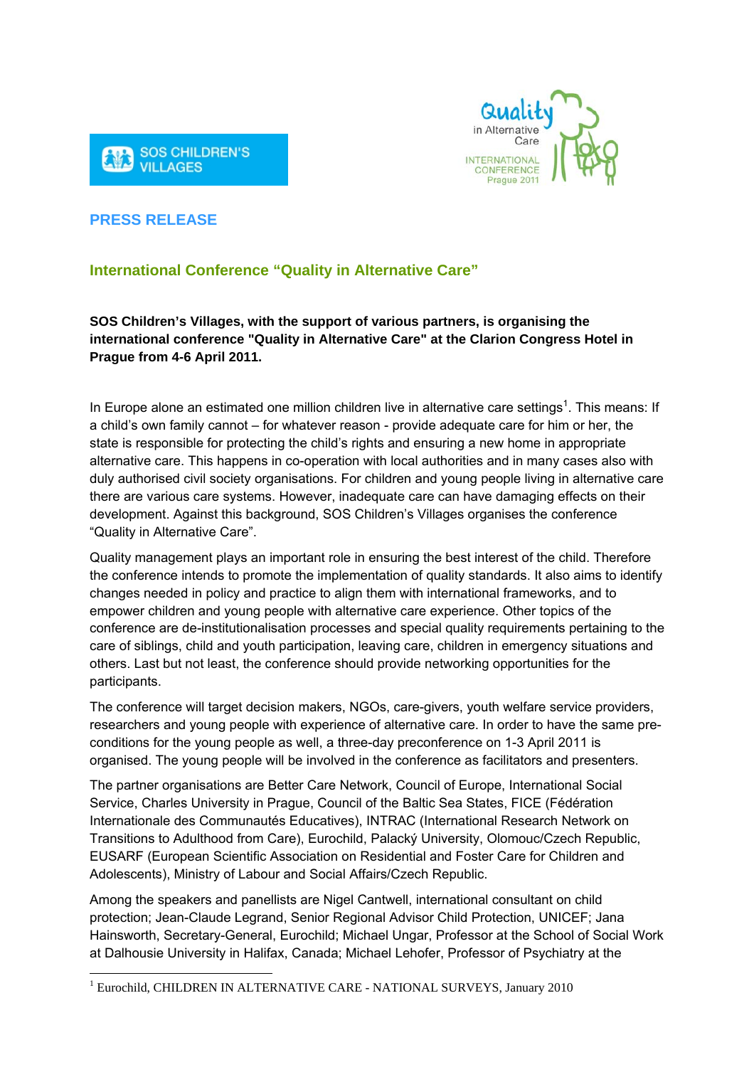SOS CHILDREN'S VILLAGES

Quality in Alternative Care
INTERNATIONAL CONFERENCE
Prague 2011

## PRESS RELEASE

# International Conference "Quality in Alternative Care"

**SOS Children's Villages, with the support of various partners, is organising the international conference "Quality in Alternative Care" at the Clarion Congress Hotel in Prague from 4-6 April 2011.**

In Europe alone an estimated one million children live in alternative care settings[1]. This means: If a child's own family cannot – for whatever reason - provide adequate care for him or her, the state is responsible for protecting the child's rights and ensuring a new home in appropriate alternative care. This happens in co-operation with local authorities and in many cases also with duly authorised civil society organisations. For children and young people living in alternative care there are various care systems. However, inadequate care can have damaging effects on their development. Against this background, SOS Children's Villages organises the conference "Quality in Alternative Care".

Quality management plays an important role in ensuring the best interest of the child. Therefore the conference intends to promote the implementation of quality standards. It also aims to identify changes needed in policy and practice to align them with international frameworks, and to empower children and young people with alternative care experience. Other topics of the conference are de-institutionalisation processes and special quality requirements pertaining to the care of siblings, child and youth participation, leaving care, children in emergency situations and others. Last but not least, the conference should provide networking opportunities for the participants.

The conference will target decision makers, NGOs, care-givers, youth welfare service providers, researchers and young people with experience of alternative care. In order to have the same pre-conditions for the young people as well, a three-day preconference on 1-3 April 2011 is organised. The young people will be involved in the conference as facilitators and presenters.

The partner organisations are Better Care Network, Council of Europe, International Social Service, Charles University in Prague, Council of the Baltic Sea States, FICE (Fédération Internationale des Communautés Educatives), INTRAC (International Research Network on Transitions to Adulthood from Care), Eurochild, Palacký University, Olomouc/Czech Republic, EUSARF (European Scientific Association on Residential and Foster Care for Children and Adolescents), Ministry of Labour and Social Affairs/Czech Republic.

Among the speakers and panellists are Nigel Cantwell, international consultant on child protection; Jean-Claude Legrand, Senior Regional Advisor Child Protection, UNICEF; Jana Hainsworth, Secretary-General, Eurochild; Michael Ungar, Professor at the School of Social Work at Dalhousie University in Halifax, Canada; Michael Lehofer, Professor of Psychiatry at the

---

[1] Eurochild, CHILDREN IN ALTERNATIVE CARE - NATIONAL SURVEYS, January 2010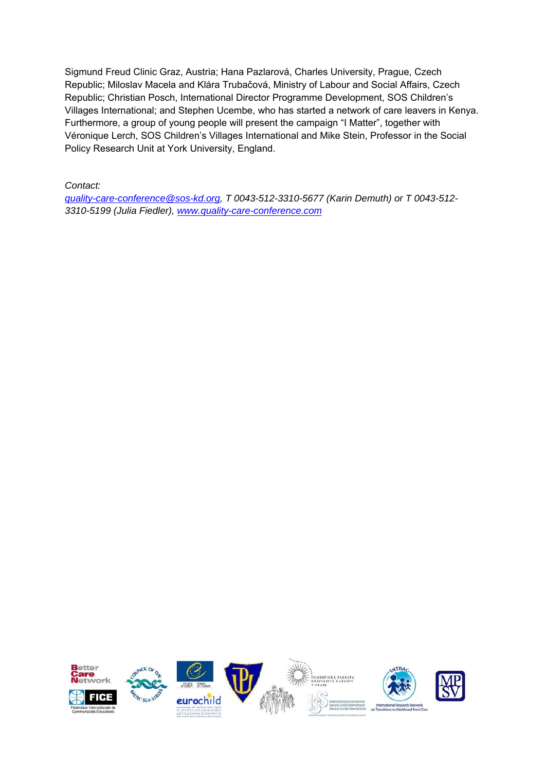Sigmund Freud Clinic Graz, Austria; Hana Pazlarová, Charles University, Prague, Czech Republic; Miloslav Macela and Klára Trubačová, Ministry of Labour and Social Affairs, Czech Republic; Christian Posch, International Director Programme Development, SOS Children's Villages International; and Stephen Ucembe, who has started a network of care leavers in Kenya. Furthermore, a group of young people will present the campaign "I Matter", together with Véronique Lerch, SOS Children's Villages International and Mike Stein, Professor in the Social Policy Research Unit at York University, England.

*Contact:*
*quality-care-conference@sos-kd.org, T 0043-512-3310-5677 (Karin Demuth) or T 0043-512-3310-5199 (Julia Fiedler), www.quality-care-conference.com*